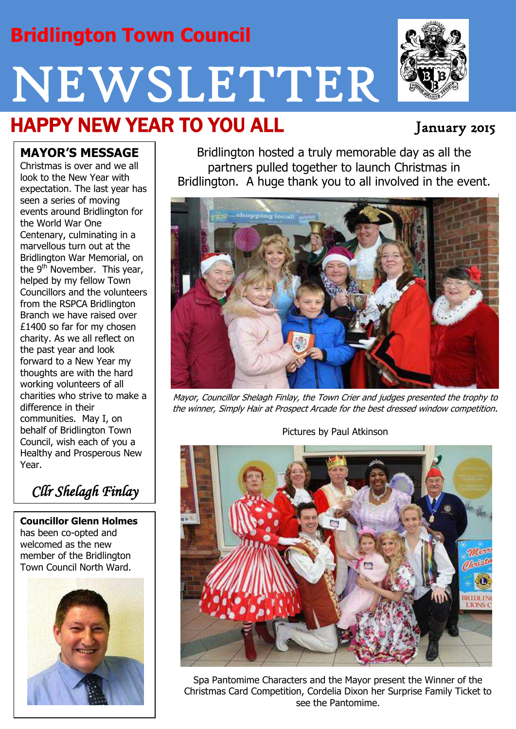Bridlington Town Council

# NEWSLETTER

## HAPPY NEW YEAR TO YOU ALL

January 2015

### MAYOR'S MESSAGE

Christmas is over and we all look to the New Year with expectation. The last year has seen a series of moving events around Bridlington for the World War One Centenary, culminating in a marvellous turn out at the Bridlington War Memorial, on the 9th November. This year, helped by my fellow Town Councillors and the volunteers from the RSPCA Bridlington Branch we have raised over £1400 so far for my chosen charity. As we all reflect on the past year and look forward to a New Year my thoughts are with the hard working volunteers of all charities who strive to make a difference in their communities. May I, on behalf of Bridlington Town Council, wish each of you a Healthy and Prosperous New Year.

*Cllr Shelagh Finlay*

**Councillor Glenn Holmes** has been co-opted and welcomed as the new member of the Bridlington Town Council North Ward.

Bridlington hosted a truly memorable day as all the partners pulled together to launch Christmas in Bridlington. A huge thank you to all involved in the event.

*Mayor, Councillor Shelagh Finlay, the Town Crier and judges presented the trophy to the winner, Simply Hair at Prospect Arcade for the best dressed window competition.*

Pictures by Paul Atkinson

Spa Pantomime Characters and the Mayor present the Winner of the Christmas Card Competition, Cordelia Dixon her Surprise Family Ticket to see the Pantomime.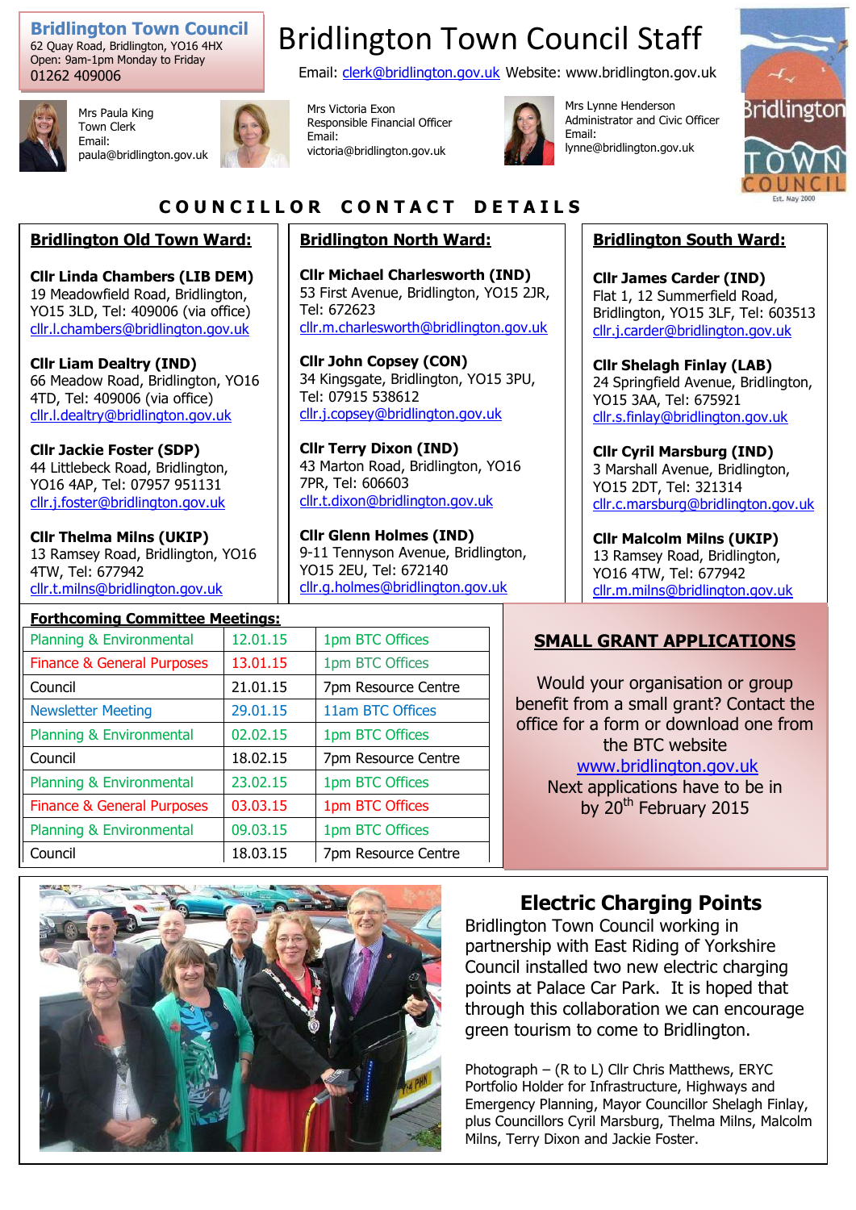**Bridlington Town Council**
62 Quay Road, Bridlington, YO16 4HX
Open: 9am-1pm Monday to Friday
01262 409006

# Bridlington Town Council Staff

Email: clerk@bridlington.gov.uk Website: www.bridlington.gov.uk

Mrs Paula King
Town Clerk
Email:
paula@bridlington.gov.uk

Mrs Victoria Exon
Responsible Financial Officer
Email:
victoria@bridlington.gov.uk

Mrs Lynne Henderson
Administrator and Civic Officer
Email:
lynne@bridlington.gov.uk

Bridlington TOWN COUNCIL
Est. May 2000

## COUNCILLOR CONTACT DETAILS

### Bridlington Old Town Ward:

**Cllr Linda Chambers (LIB DEM)**
19 Meadowfield Road, Bridlington, YO15 3LD, Tel: 409006 (via office)
cllr.l.chambers@bridlington.gov.uk

**Cllr Liam Dealtry (IND)**
66 Meadow Road, Bridlington, YO16 4TD, Tel: 409006 (via office)
cllr.l.dealtry@bridlington.gov.uk

**Cllr Jackie Foster (SDP)**
44 Littlebeck Road, Bridlington, YO16 4AP, Tel: 07957 951131
cllr.j.foster@bridlington.gov.uk

**Cllr Thelma Milns (UKIP)**
13 Ramsey Road, Bridlington, YO16 4TW, Tel: 677942
cllr.t.milns@bridlington.gov.uk

### Bridlington North Ward:

**Cllr Michael Charlesworth (IND)**
53 First Avenue, Bridlington, YO15 2JR, Tel: 672623
cllr.m.charlesworth@bridlington.gov.uk

**Cllr John Copsey (CON)**
34 Kingsgate, Bridlington, YO15 3PU, Tel: 07915 538612
cllr.j.copsey@bridlington.gov.uk

**Cllr Terry Dixon (IND)**
43 Marton Road, Bridlington, YO16 7PR, Tel: 606603
cllr.t.dixon@bridlington.gov.uk

**Cllr Glenn Holmes (IND)**
9-11 Tennyson Avenue, Bridlington, YO15 2EU, Tel: 672140
cllr.g.holmes@bridlington.gov.uk

### Bridlington South Ward:

**Cllr James Carder (IND)**
Flat 1, 12 Summerfield Road, Bridlington, YO15 3LF, Tel: 603513
cllr.j.carder@bridlington.gov.uk

**Cllr Shelagh Finlay (LAB)**
24 Springfield Avenue, Bridlington, YO15 3AA, Tel: 675921
cllr.s.finlay@bridlington.gov.uk

**Cllr Cyril Marsburg (IND)**
3 Marshall Avenue, Bridlington, YO15 2DT, Tel: 321314
cllr.c.marsburg@bridlington.gov.uk

**Cllr Malcolm Milns (UKIP)**
13 Ramsey Road, Bridlington, YO16 4TW, Tel: 677942
cllr.m.milns@bridlington.gov.uk

### Forthcoming Committee Meetings:

| | | |
|---|---|---|
| Planning & Environmental | 12.01.15 | 1pm BTC Offices |
| Finance & General Purposes | 13.01.15 | 1pm BTC Offices |
| Council | 21.01.15 | 7pm Resource Centre |
| Newsletter Meeting | 29.01.15 | 11am BTC Offices |
| Planning & Environmental | 02.02.15 | 1pm BTC Offices |
| Council | 18.02.15 | 7pm Resource Centre |
| Planning & Environmental | 23.02.15 | 1pm BTC Offices |
| Finance & General Purposes | 03.03.15 | 1pm BTC Offices |
| Planning & Environmental | 09.03.15 | 1pm BTC Offices |
| Council | 18.03.15 | 7pm Resource Centre |

### SMALL GRANT APPLICATIONS

Would your organisation or group benefit from a small grant? Contact the office for a form or download one from the BTC website www.bridlington.gov.uk
Next applications have to be in by 20th February 2015

## Electric Charging Points

Bridlington Town Council working in partnership with East Riding of Yorkshire Council installed two new electric charging points at Palace Car Park. It is hoped that through this collaboration we can encourage green tourism to come to Bridlington.

Photograph – (R to L) Cllr Chris Matthews, ERYC Portfolio Holder for Infrastructure, Highways and Emergency Planning, Mayor Councillor Shelagh Finlay, plus Councillors Cyril Marsburg, Thelma Milns, Malcolm Milns, Terry Dixon and Jackie Foster.